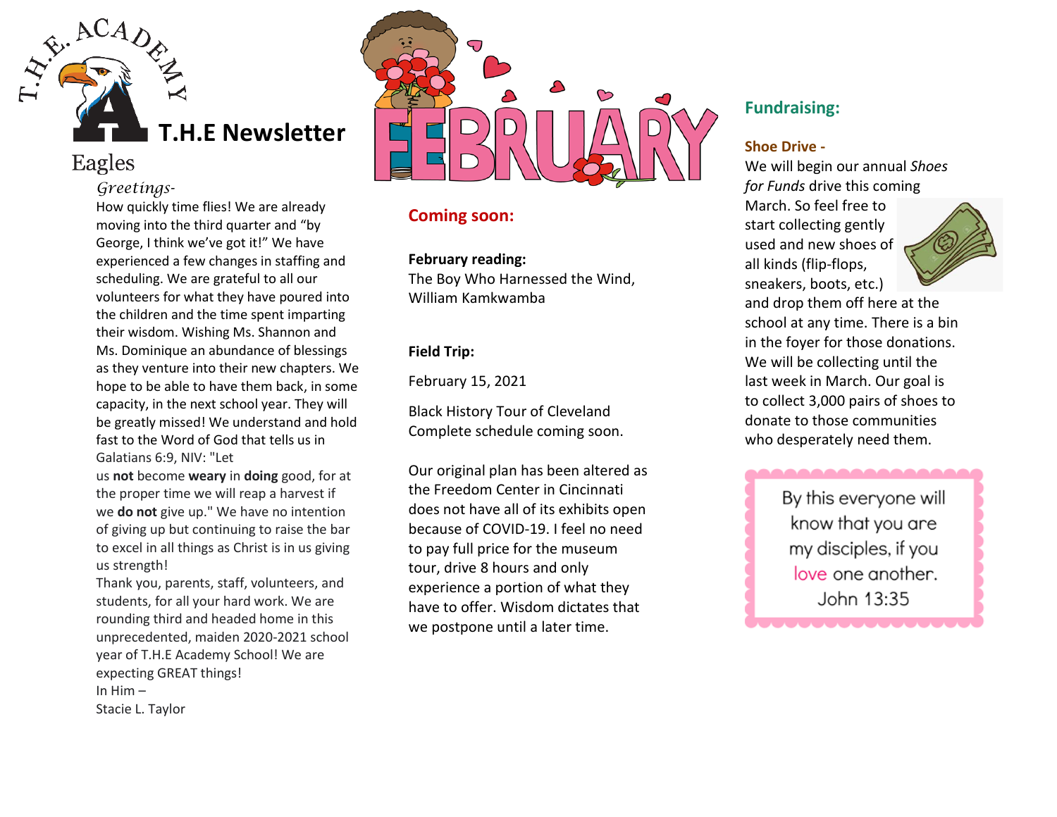# T.H.E Newsletter

Eagles

*Greetings-*

How quickly time flies! We are already moving into the third quarter and "by George, I think we've got it!" We have experienced a few changes in staffing and scheduling. We are grateful to all our volunteers for what they have poured into the children and the time spent imparting their wisdom. Wishing Ms. Shannon and Ms. Dominique an abundance of blessings as they venture into their new chapters. We hope to be able to have them back, in some capacity, in the next school year. They will be greatly missed! We understand and hold fast to the Word of God that tells us in Galatians 6:9, NIV: "Let us **not** become **weary** in **doing** good, for at the proper time we will reap a harvest if we **do not** give up." We have no intention of giving up but continuing to raise the bar to excel in all things as Christ is in us giving us strength!

Thank you, parents, staff, volunteers, and students, for all your hard work. We are rounding third and headed home in this unprecedented, maiden 2020-2021 school year of T.H.E Academy School! We are expecting GREAT things!

In Him –

Stacie L. Taylor

# FEBRUARY

## Coming soon:

**February reading:**
The Boy Who Harnessed the Wind, William Kamkwamba

**Field Trip:**

February 15, 2021

Black History Tour of Cleveland
Complete schedule coming soon.

Our original plan has been altered as the Freedom Center in Cincinnati does not have all of its exhibits open because of COVID-19. I feel no need to pay full price for the museum tour, drive 8 hours and only experience a portion of what they have to offer. Wisdom dictates that we postpone until a later time.

## Fundraising:

### Shoe Drive -

We will begin our annual *Shoes for Funds* drive this coming March. So feel free to start collecting gently used and new shoes of all kinds (flip-flops, sneakers, boots, etc.) and drop them off here at the school at any time. There is a bin in the foyer for those donations. We will be collecting until the last week in March. Our goal is to collect 3,000 pairs of shoes to donate to those communities who desperately need them.

By this everyone will know that you are my disciples, if you love one another.
John 13:35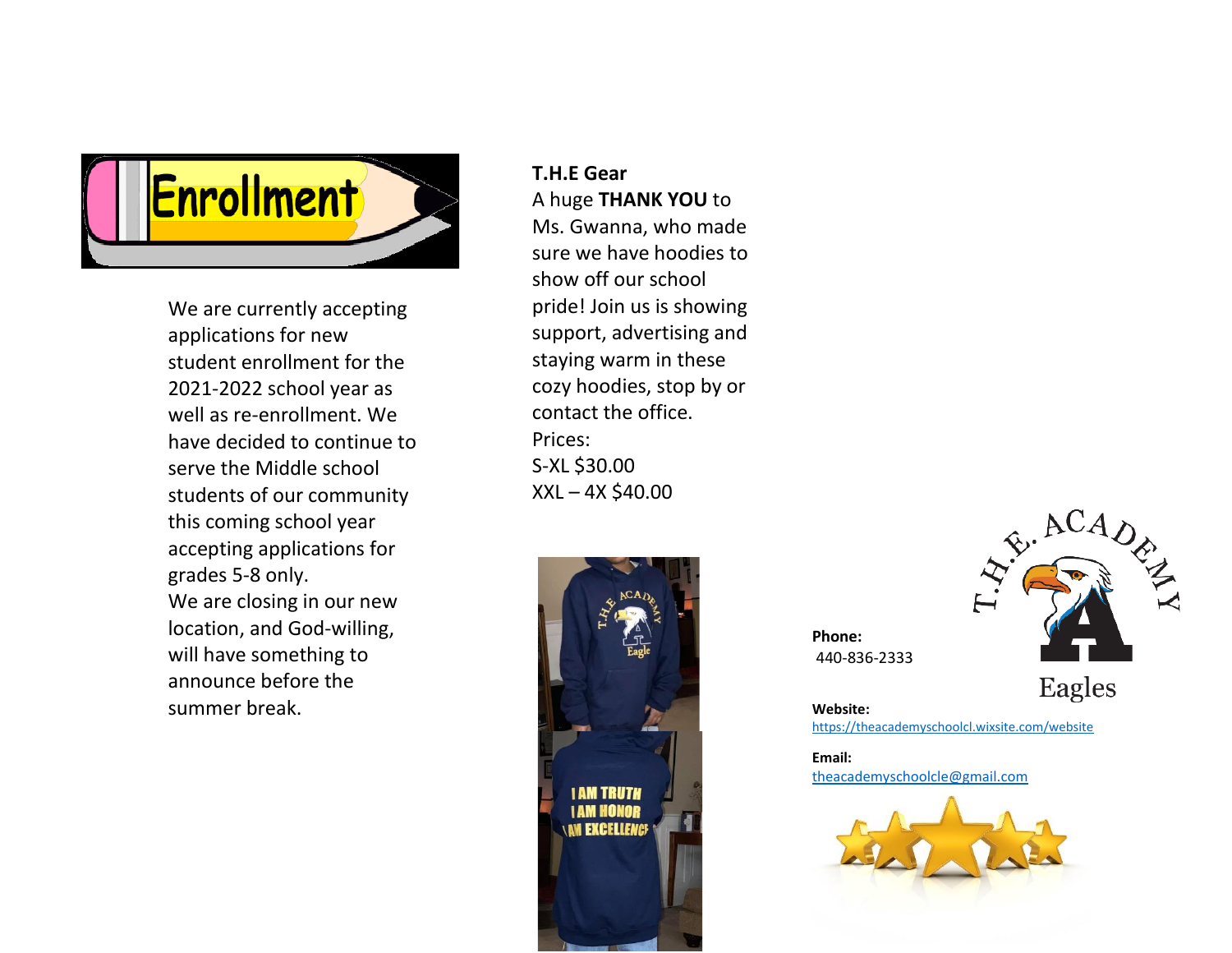## Enrollment

We are currently accepting applications for new student enrollment for the 2021-2022 school year as well as re-enrollment. We have decided to continue to serve the Middle school students of our community this coming school year accepting applications for grades 5-8 only. We are closing in our new location, and God-willing, will have something to announce before the summer break.

**T.H.E Gear**

A huge **THANK YOU** to Ms. Gwanna, who made sure we have hoodies to show off our school pride! Join us is showing support, advertising and staying warm in these cozy hoodies, stop by or contact the office.

Prices:
S-XL $30.00
XXL – 4X $40.00

**Phone:**
440-836-2333

**Website:**
https://theacademyschoolcl.wixsite.com/website

**Email:**
theacademyschoolcle@gmail.com